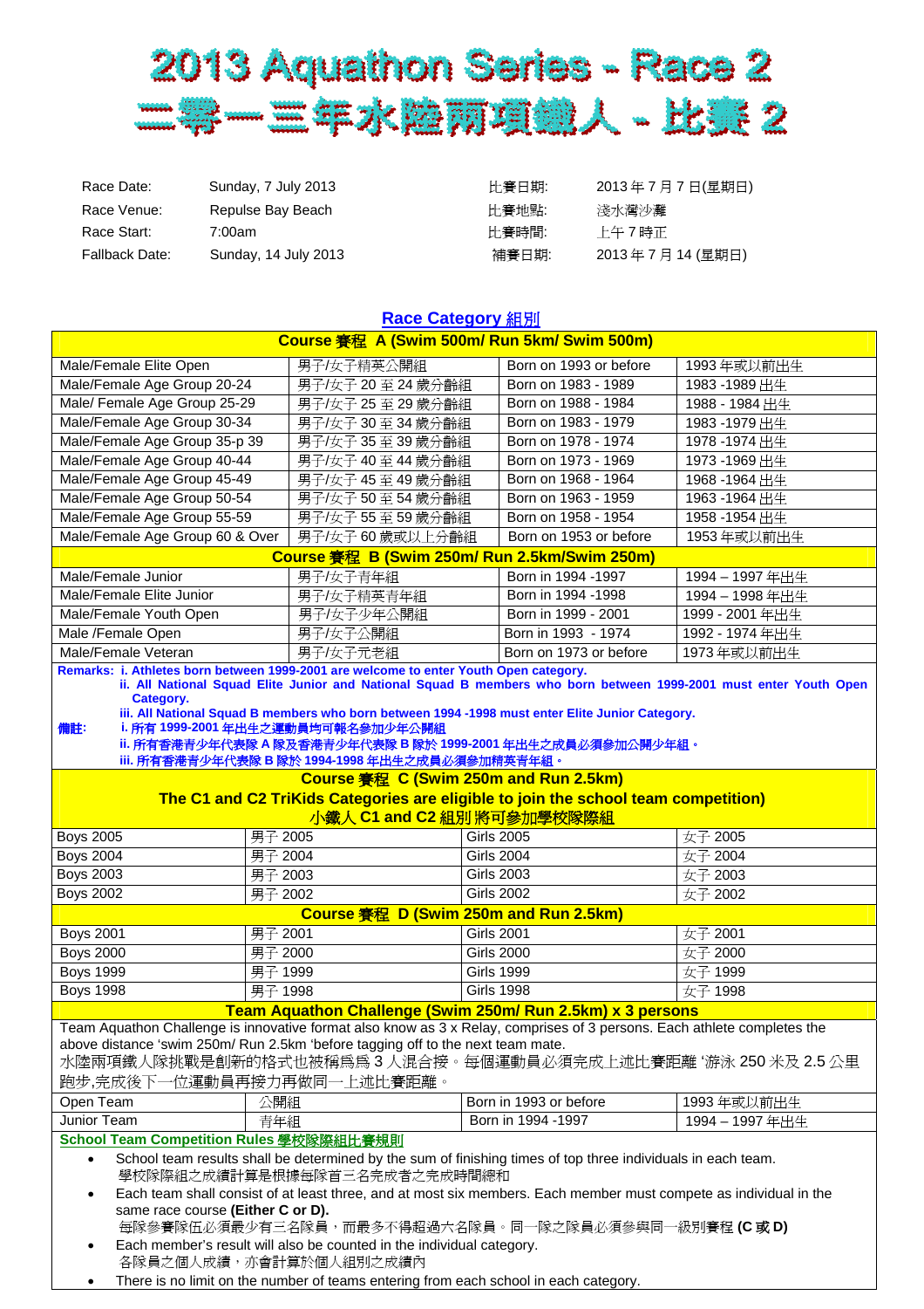# 2013 Aquathon Series - Race 2
# 二零一三年水陸兩項鐵人 - 比賽 2

| | | | |
|---|---|---|---|
| Race Date: | Sunday, 7 July 2013 | 比賽日期: | 2013 年 7 月 7 日(星期日) |
| Race Venue: | Repulse Bay Beach | 比賽地點: | 淺水灣沙灘 |
| Race Start: | 7:00am | 比賽時間: | 上午 7 時正 |
| Fallback Date: | Sunday, 14 July 2013 | 補賽日期: | 2013 年 7 月 14 (星期日) |

## Race Category 組別

| Course 賽程 A (Swim 500m/ Run 5km/ Swim 500m) | | | |
|---|---|---|---|
| Male/Female Elite Open | 男子/女子精英公開組 | Born on 1993 or before | 1993 年或以前出生 |
| Male/Female Age Group 20-24 | 男子/女子 20 至 24 歲分齡組 | Born on 1983 - 1989 | 1983 -1989 出生 |
| Male/ Female Age Group 25-29 | 男子/女子 25 至 29 歲分齡組 | Born on 1988 - 1984 | 1988 - 1984 出生 |
| Male/Female Age Group 30-34 | 男子/女子 30 至 34 歲分齡組 | Born on 1983 - 1979 | 1983 -1979 出生 |
| Male/Female Age Group 35-p 39 | 男子/女子 35 至 39 歲分齡組 | Born on 1978 - 1974 | 1978 -1974 出生 |
| Male/Female Age Group 40-44 | 男子/女子 40 至 44 歲分齡組 | Born on 1973 - 1969 | 1973 -1969 出生 |
| Male/Female Age Group 45-49 | 男子/女子 45 至 49 歲分齡組 | Born on 1968 - 1964 | 1968 -1964 出生 |
| Male/Female Age Group 50-54 | 男子/女子 50 至 54 歲分齡組 | Born on 1963 - 1959 | 1963 -1964 出生 |
| Male/Female Age Group 55-59 | 男子/女子 55 至 59 歲分齡組 | Born on 1958 - 1954 | 1958 -1954 出生 |
| Male/Female Age Group 60 & Over | 男子/女子 60 歲或以上分齡組 | Born on 1953 or before | 1953 年或以前出生 |
| **Course 賽程 B (Swim 250m/ Run 2.5km/Swim 250m)** | | | |
| Male/Female Junior | 男子/女子青年組 | Born in 1994 -1997 | 1994 – 1997 年出生 |
| Male/Female Elite Junior | 男子/女子精英青年組 | Born in 1994 -1998 | 1994 – 1998 年出生 |
| Male/Female Youth Open | 男子/女子少年公開組 | Born in 1999 - 2001 | 1999 - 2001 年出生 |
| Male /Female Open | 男子/女子公開組 | Born in 1993 - 1974 | 1992 - 1974 年出生 |
| Male/Female Veteran | 男子/女子元老組 | Born on 1973 or before | 1973 年或以前出生 |

**Remarks: i. Athletes born between 1999-2001 are welcome to enter Youth Open category.**
**ii. All National Squad Elite Junior and National Squad B members who born between 1999-2001 must enter Youth Open Category.**
**iii. All National Squad B members who born between 1994 -1998 must enter Elite Junior Category.**

**備註: i. 所有 1999-2001 年出生之運動員均可報名參加少年公開組**
**ii. 所有香港青少年代表隊 A 隊及香港青少年代表隊 B 隊於 1999-2001 年出生之成員必須參加公開少年組。**
**iii. 所有香港青少年代表隊 B 隊於 1994-1998 年出生之成員必須參加精英青年組。**

| Course 賽程 C (Swim 250m and Run 2.5km) The C1 and C2 TriKids Categories are eligible to join the school team competition 小鐵人 C1 and C2 組別將可參加學校隊際組 | | | |
|---|---|---|---|
| Boys 2005 | 男子 2005 | Girls 2005 | 女子 2005 |
| Boys 2004 | 男子 2004 | Girls 2004 | 女子 2004 |
| Boys 2003 | 男子 2003 | Girls 2003 | 女子 2003 |
| Boys 2002 | 男子 2002 | Girls 2002 | 女子 2002 |
| **Course 賽程 D (Swim 250m and Run 2.5km)** | | | |
| Boys 2001 | 男子 2001 | Girls 2001 | 女子 2001 |
| Boys 2000 | 男子 2000 | Girls 2000 | 女子 2000 |
| Boys 1999 | 男子 1999 | Girls 1999 | 女子 1999 |
| Boys 1998 | 男子 1998 | Girls 1998 | 女子 1998 |

**Team Aquathon Challenge (Swim 250m/ Run 2.5km) x 3 persons**

Team Aquathon Challenge is innovative format also know as 3 x Relay, comprises of 3 persons. Each athlete completes the above distance 'swim 250m/ Run 2.5km 'before tagging off to the next team mate.
水陸兩項鐵人隊挑戰是創新的格式也被稱爲爲 3 人混合接。每個運動員必須完成上述比賽距離 '游泳 250 米及 2.5 公里跑步,完成後下一位運動員再接力再做同一上述比賽距離。

| | | | |
|---|---|---|---|
| Open Team | 公開組 | Born in 1993 or before | 1993 年或以前出生 |
| Junior Team | 青年組 | Born in 1994 -1997 | 1994 – 1997 年出生 |

**School Team Competition Rules 學校隊際組比賽規則**

- School team results shall be determined by the sum of finishing times of top three individuals in each team.
  學校隊際組之成績計算是根據每隊首三名完成者之完成時間總和
- Each team shall consist of at least three, and at most six members. Each member must compete as individual in the same race course **(Either C or D).**
  每隊參賽隊伍必須最少有三名隊員，而最多不得超過六名隊員。同一隊之隊員必須參與同一級別賽程 **(C 或 D)**
- Each member's result will also be counted in the individual category.
  各隊員之個人成績，亦會計算於個人組別之成績內
- There is no limit on the number of teams entering from each school in each category.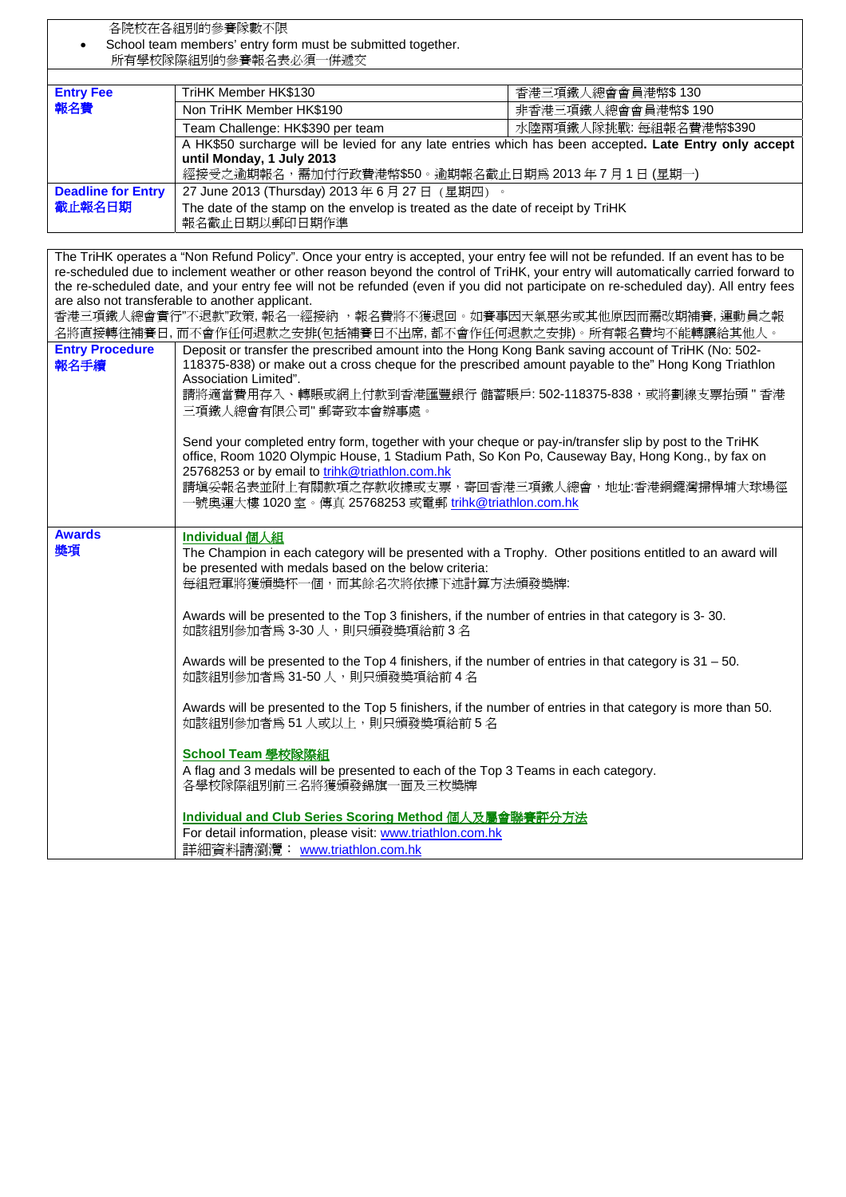各院校在各組別的參賽隊數不限

- School team members' entry form must be submitted together.
  所有學校隊際組別的參賽報名表必須一併遞交

| | | |
|---|---|---|
| **Entry Fee 報名費** | TriHK Member HK$130 | 香港三項鐵人總會會員港幣$ 130 |
| | Non TriHK Member HK$190 | 非香港三項鐵人總會會員港幣$ 190 |
| | Team Challenge: HK$390 per team | 水陸兩項鐵人隊挑戰: 每組報名費港幣$390 |
| | A HK$50 surcharge will be levied for any late entries which has been accepted. **Late Entry only accept until Monday, 1 July 2013** 經接受之逾期報名，需加付行政費港幣$50。逾期報名截止日期為 2013 年 7 月 1 日 (星期一) | |
| **Deadline for Entry 截止報名日期** | 27 June 2013 (Thursday) 2013 年 6 月 27 日（星期四）。 The date of the stamp on the envelop is treated as the date of receipt by TriHK 報名截止日期以郵印日期作準 | |

| | |
|---|---|
| The TriHK operates a "Non Refund Policy". Once your entry is accepted, your entry fee will not be refunded. If an event has to be re-scheduled due to inclement weather or other reason beyond the control of TriHK, your entry will automatically carried forward to the re-scheduled date, and your entry fee will not be refunded (even if you did not participate on re-scheduled day). All entry fees are also not transferable to another applicant. 香港三項鐵人總會實行"不退款"政策, 報名一經接納 ，報名費將不獲退回。如賽事因天氣惡劣或其他原因而需改期補賽, 運動員之報名將直接轉往補賽日, 而不會作任何退款之安排(包括補賽日不出席, 都不會作任何退款之安排)。所有報名費均不能轉讓給其他人。 | |
| **Entry Procedure 報名手續** | Deposit or transfer the prescribed amount into the Hong Kong Bank saving account of TriHK (No: 502-118375-838) or make out a cross cheque for the prescribed amount payable to the" Hong Kong Triathlon Association Limited". 請將適當費用存入、轉賬或網上付款到香港匯豐銀行 儲蓄賬戶: 502-118375-838，或將劃線支票抬頭 " 香港三項鐵人總會有限公司" 郵寄致本會辦事處。<br><br>Send your completed entry form, together with your cheque or pay-in/transfer slip by post to the TriHK office, Room 1020 Olympic House, 1 Stadium Path, So Kon Po, Causeway Bay, Hong Kong., by fax on 25768253 or by email to trihk@triathlon.com.hk 請填妥報名表並附上有關款項之存款收據或支票，寄回香港三項鐵人總會，地址:香港銅鑼灣掃桿埔大球場徑一號奧運大樓 1020 室。傳真 25768253 或電郵 trihk@triathlon.com.hk |
| **Awards 獎項** | **Individual 個人組**<br>The Champion in each category will be presented with a Trophy. Other positions entitled to an award will be presented with medals based on the below criteria:<br>每組冠軍將獲頒獎杯一個，而其餘名次將依據下述計算方法頒發獎牌:<br><br>Awards will be presented to the Top 3 finishers, if the number of entries in that category is 3- 30.<br>如該組別參加者為 3-30 人，則只頒發獎項給前 3 名<br><br>Awards will be presented to the Top 4 finishers, if the number of entries in that category is 31 – 50.<br>如該組別參加者為 31-50 人，則只頒發獎項給前 4 名<br><br>Awards will be presented to the Top 5 finishers, if the number of entries in that category is more than 50.<br>如該組別參加者為 51 人或以上，則只頒發獎項給前 5 名<br><br>**School Team 學校隊際組**<br>A flag and 3 medals will be presented to each of the Top 3 Teams in each category.<br>各學校隊際組別前三名將獲頒發錦旗一面及三枚獎牌<br><br>**Individual and Club Series Scoring Method 個人及屬會聯賽評分方法**<br>For detail information, please visit: www.triathlon.com.hk<br>詳細資料請瀏覽： www.triathlon.com.hk |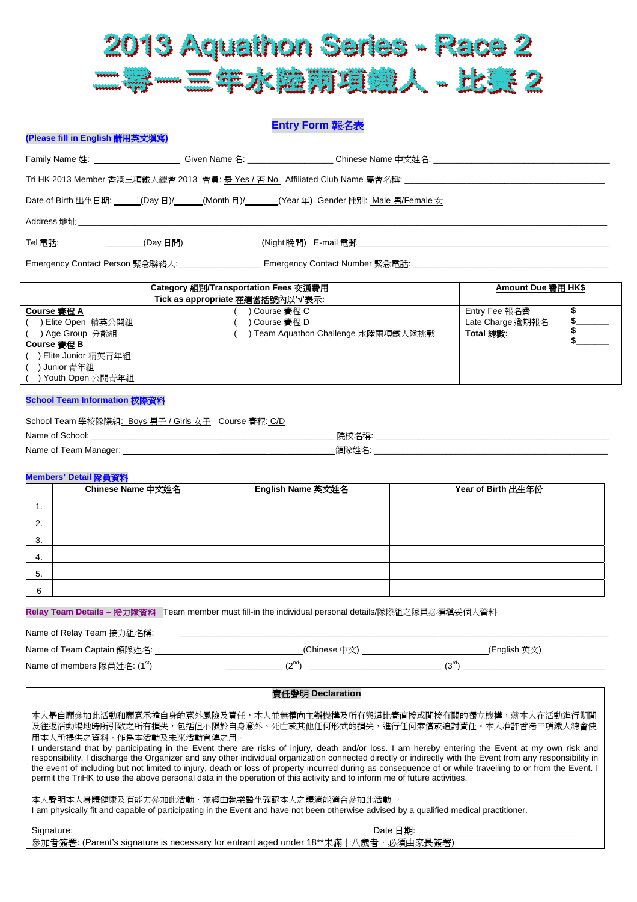# 2013 Aquathon Series - Race 2
# 二零一三年水陸兩項鐵人 - 比賽 2

## Entry Form 報名表

**(Please fill in English 請用英文填寫)**

Family Name 姓: ________________ Given Name 名: ________________ Chinese Name 中文姓名: ________________________________

Tri HK 2013 Member 香港三項鐵人總會 2013 會員: 是 Yes / 否 No Affiliated Club Name 屬會名稱: ________________________________

Date of Birth 出生日期: _____(Day 日)/_____(Month 月)/______(Year 年) Gender 性別: Male 男/Female 女

Address 地址 ______________________________________________________________________________

Tel 電話:________________(Day 日間)________________(Night 晚間) E-mail 電郵______________________________________

Emergency Contact Person 緊急聯絡人: ________________ Emergency Contact Number 緊急電話: ________________________________

| Category 組別/Transportation Fees 交通費用<br>Tick as appropriate 在適當括號內以'√'表示: | | Amount Due 費用 HK$ | |
|---|---|---|---|
| **Course 賽程 A**<br>( ) Elite Open 精英公開組<br>( ) Age Group 分齡組<br>**Course 賽程 B**<br>( ) Elite Junior 精英青年組<br>( ) Junior 青年組<br>( ) Youth Open 公開青年組 | ( ) Course 賽程 C<br>( ) Course 賽程 D<br>( ) Team Aquathon Challenge 水陸兩項鐵人隊挑戰 | Entry Fee 報名費<br>Late Charge 逾期報名<br>**Total 總數:** | $______<br>$______<br>$______<br>$______ |

### School Team Information 校際資料

School Team 學校隊際組: Boys 男子 / Girls 女子 Course 賽程: C/D

Name of School: ________________________________ 院校名稱: ________________________________

Name of Team Manager: ________________________________ 領隊姓名: ________________________________

### Members' Detail 隊員資料

| | Chinese Name 中文姓名 | English Name 英文姓名 | Year of Birth 出生年份 |
|---|---|---|---|
| 1. | | | |
| 2. | | | |
| 3. | | | |
| 4. | | | |
| 5. | | | |
| 6 | | | |

**Relay Team Details – 接力隊資料** Team member must fill-in the individual personal details/隊際組之隊員必須填妥個人資料

Name of Relay Team 接力組名稱: ______________________________________________________________

Name of Team Captain 領隊姓名: ________________________(Chinese 中文) ________________________(English 英文)

Name of members 隊員姓名: (1st) ____________________ (2nd) ____________________ (3rd) ____________________

### 責任聲明 Declaration

本人是自願參加此活動和願意承擔自身的意外風險及責任，本人並無權向主辦機構及所有與這比賽直接或間接有關的獨立機構，就本人在活動進行期間及往返活動場地時所引致之所有損失，包括但不限於自身意外、死亡或其他任何形式的損失，進行任何索償或追討責任。本人准許香港三項鐵人總會使用本人所提供之資料，作爲本活動及未來活動宣傳之用。

I understand that by participating in the Event there are risks of injury, death and/or loss. I am hereby entering the Event at my own risk and responsibility. I discharge the Organizer and any other individual organization connected directly or indirectly with the Event from any responsibility in the event of including but not limited to injury, death or loss of property incurred during as consequence of or while travelling to or from the Event. I permit the TriHK to use the above personal data in the operation of this activity and to inform me of future activities.

本人聲明本人身體健康及有能力參加此活動，並經由執業醫生確認本人之體適能適合參加此活動 。

I am physically fit and capable of participating in the Event and have not been otherwise advised by a qualified medical practitioner.

Signature: ________________________________________ Date 日期: ________________________

參加者簽署: (Parent's signature is necessary for entrant aged under 18**未滿十八歲者，必須由家長簽署)